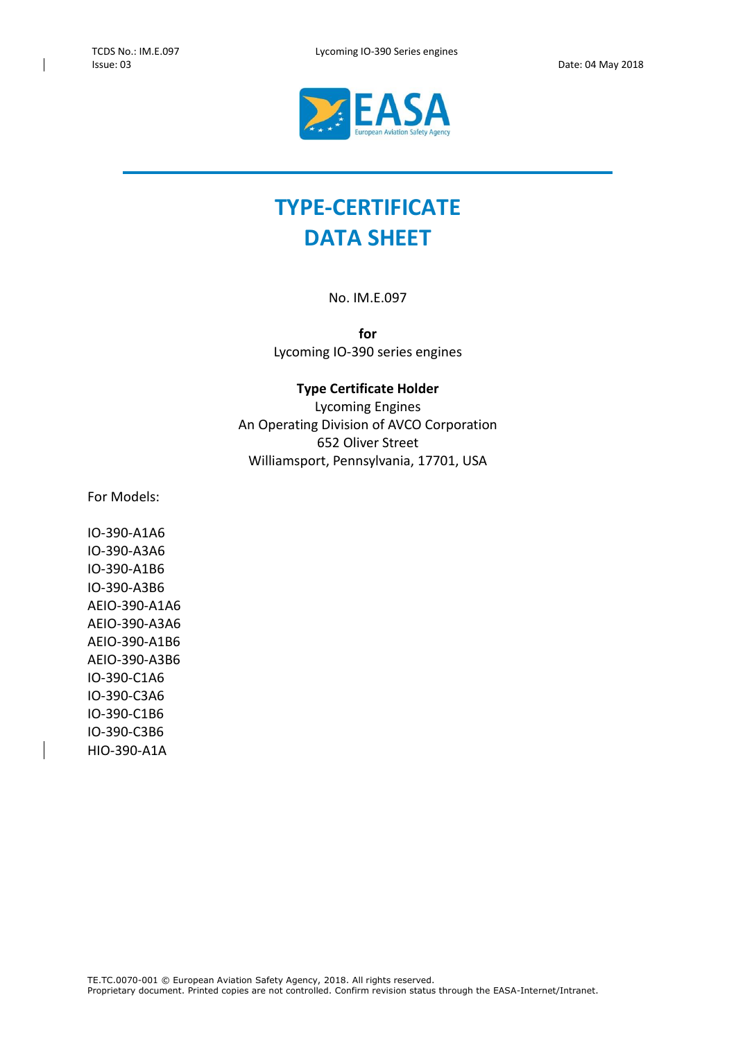# TYPE-CERTIFICATE DATA SHEET

No. IM.E.097

**for**

Lycoming IO-390 series engines

**Type Certificate Holder**

Lycoming Engines
An Operating Division of AVCO Corporation
652 Oliver Street
Williamsport, Pennsylvania, 17701, USA

For Models:

IO-390-A1A6
IO-390-A3A6
IO-390-A1B6
IO-390-A3B6
AEIO-390-A1A6
AEIO-390-A3A6
AEIO-390-A1B6
AEIO-390-A3B6
IO-390-C1A6
IO-390-C3A6
IO-390-C1B6
IO-390-C3B6
HIO-390-A1A

TE.TC.0070-001 © European Aviation Safety Agency, 2018. All rights reserved.
Proprietary document. Printed copies are not controlled. Confirm revision status through the EASA-Internet/Intranet.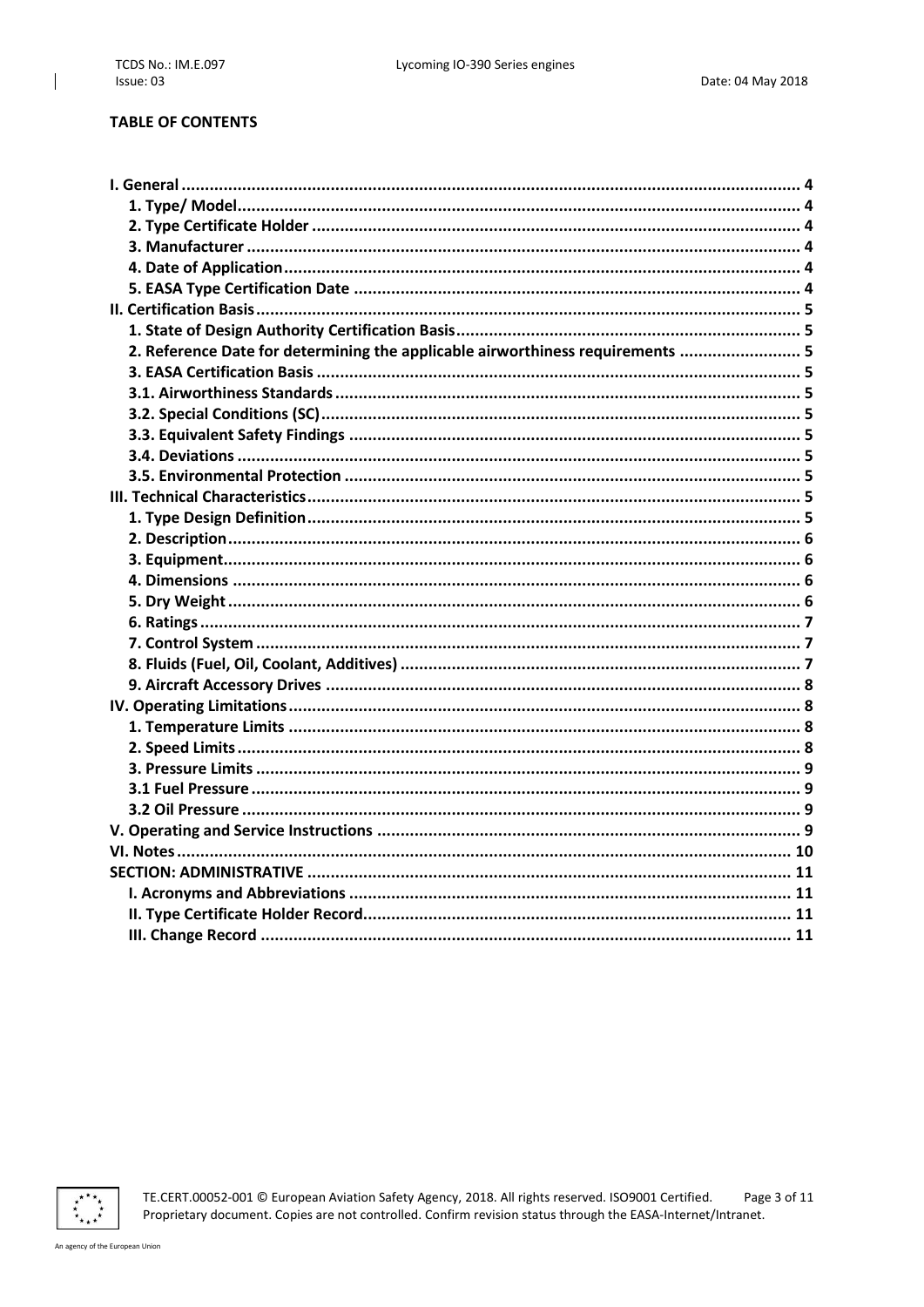**TABLE OF CONTENTS**

- **I. General** ........ 4
  - **1. Type/ Model** ........ 4
  - **2. Type Certificate Holder** ........ 4
  - **3. Manufacturer** ........ 4
  - **4. Date of Application** ........ 4
  - **5. EASA Type Certification Date** ........ 4
- **II. Certification Basis** ........ 5
  - **1. State of Design Authority Certification Basis** ........ 5
  - **2. Reference Date for determining the applicable airworthiness requirements** ........ 5
  - **3. EASA Certification Basis** ........ 5
  - **3.1. Airworthiness Standards** ........ 5
  - **3.2. Special Conditions (SC)** ........ 5
  - **3.3. Equivalent Safety Findings** ........ 5
  - **3.4. Deviations** ........ 5
  - **3.5. Environmental Protection** ........ 5
- **III. Technical Characteristics** ........ 5
  - **1. Type Design Definition** ........ 5
  - **2. Description** ........ 6
  - **3. Equipment** ........ 6
  - **4. Dimensions** ........ 6
  - **5. Dry Weight** ........ 6
  - **6. Ratings** ........ 7
  - **7. Control System** ........ 7
  - **8. Fluids (Fuel, Oil, Coolant, Additives)** ........ 7
  - **9. Aircraft Accessory Drives** ........ 8
- **IV. Operating Limitations** ........ 8
  - **1. Temperature Limits** ........ 8
  - **2. Speed Limits** ........ 8
  - **3. Pressure Limits** ........ 9
  - **3.1 Fuel Pressure** ........ 9
  - **3.2 Oil Pressure** ........ 9
- **V. Operating and Service Instructions** ........ 9
- **VI. Notes** ........ 10
- **SECTION: ADMINISTRATIVE** ........ 11
  - **I. Acronyms and Abbreviations** ........ 11
  - **II. Type Certificate Holder Record** ........ 11
  - **III. Change Record** ........ 11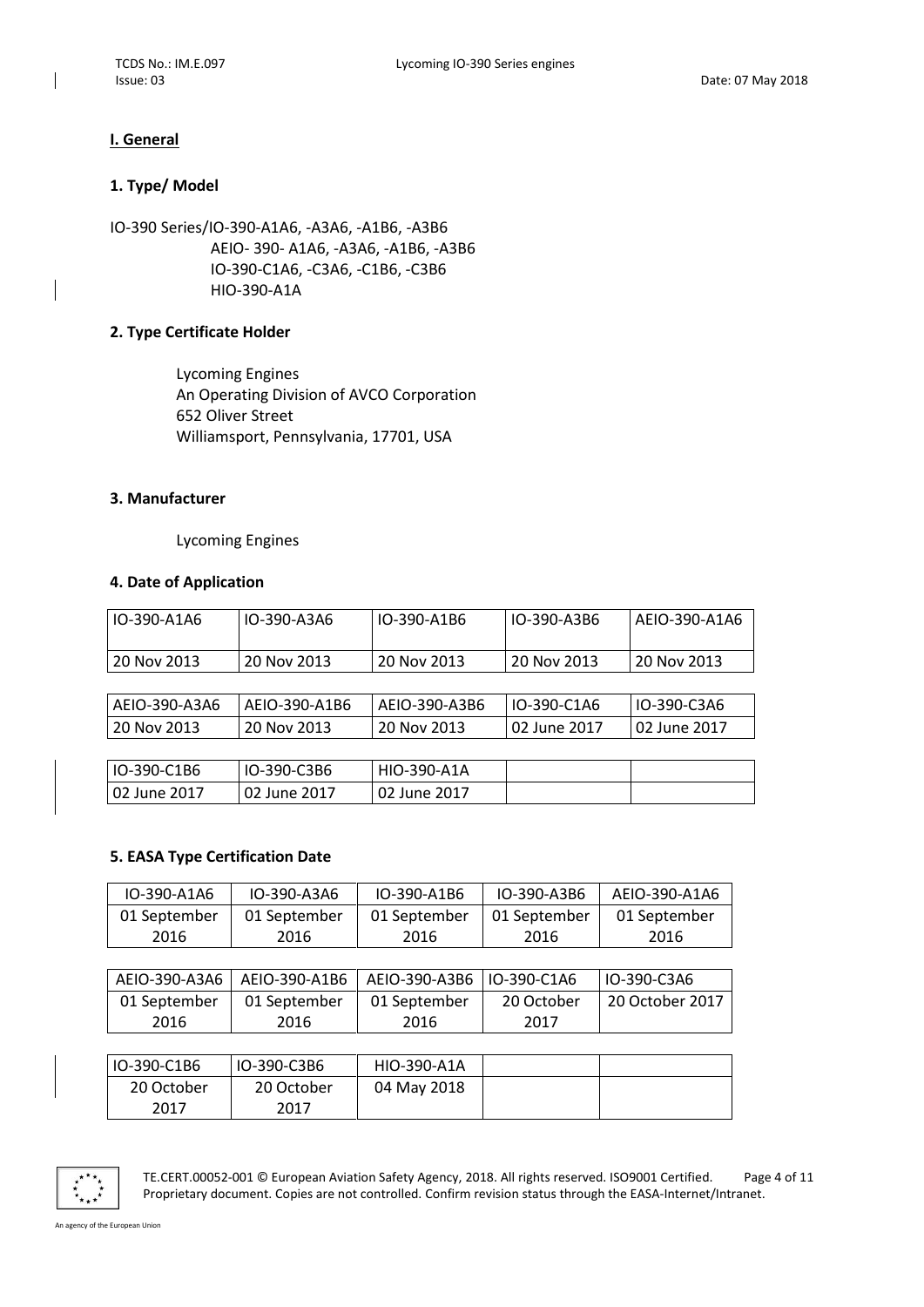## I. General

### 1. Type/ Model

IO-390 Series/IO-390-A1A6, -A3A6, -A1B6, -A3B6
AEIO- 390- A1A6, -A3A6, -A1B6, -A3B6
IO-390-C1A6, -C3A6, -C1B6, -C3B6
HIO-390-A1A

### 2. Type Certificate Holder

Lycoming Engines
An Operating Division of AVCO Corporation
652 Oliver Street
Williamsport, Pennsylvania, 17701, USA

### 3. Manufacturer

Lycoming Engines

### 4. Date of Application

| IO-390-A1A6 | IO-390-A3A6 | IO-390-A1B6 | IO-390-A3B6 | AEIO-390-A1A6 |
|---|---|---|---|---|
| 20 Nov 2013 | 20 Nov 2013 | 20 Nov 2013 | 20 Nov 2013 | 20 Nov 2013 |

| AEIO-390-A3A6 | AEIO-390-A1B6 | AEIO-390-A3B6 | IO-390-C1A6 | IO-390-C3A6 |
|---|---|---|---|---|
| 20 Nov 2013 | 20 Nov 2013 | 20 Nov 2013 | 02 June 2017 | 02 June 2017 |

| IO-390-C1B6 | IO-390-C3B6 | HIO-390-A1A | | |
|---|---|---|---|---|
| 02 June 2017 | 02 June 2017 | 02 June 2017 | | |

### 5. EASA Type Certification Date

| IO-390-A1A6 | IO-390-A3A6 | IO-390-A1B6 | IO-390-A3B6 | AEIO-390-A1A6 |
|---|---|---|---|---|
| 01 September 2016 | 01 September 2016 | 01 September 2016 | 01 September 2016 | 01 September 2016 |

| AEIO-390-A3A6 | AEIO-390-A1B6 | AEIO-390-A3B6 | IO-390-C1A6 | IO-390-C3A6 |
|---|---|---|---|---|
| 01 September 2016 | 01 September 2016 | 01 September 2016 | 20 October 2017 | 20 October 2017 |

| IO-390-C1B6 | IO-390-C3B6 | HIO-390-A1A | | |
|---|---|---|---|---|
| 20 October 2017 | 20 October 2017 | 04 May 2018 | | |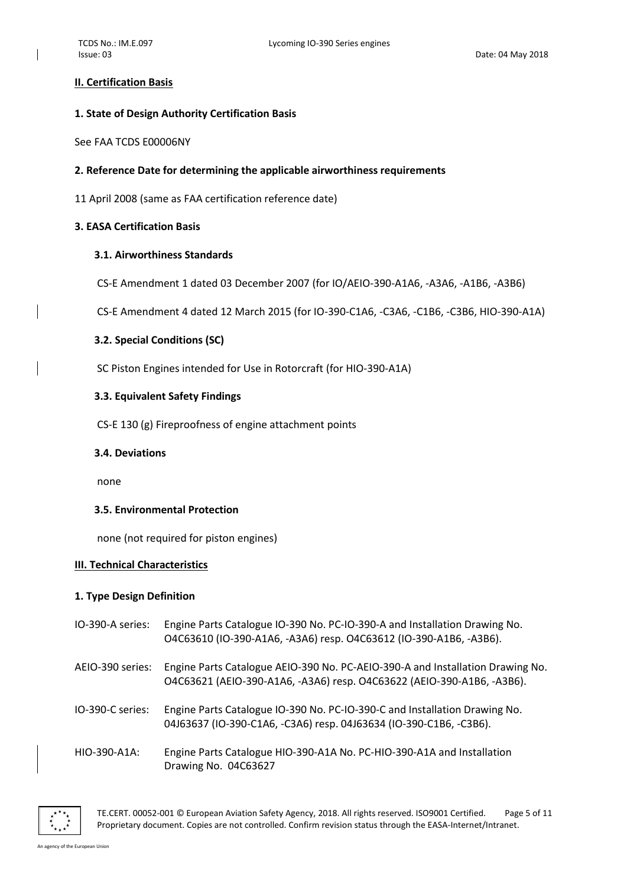## II. Certification Basis

### 1. State of Design Authority Certification Basis

See FAA TCDS E00006NY

### 2. Reference Date for determining the applicable airworthiness requirements

11 April 2008 (same as FAA certification reference date)

### 3. EASA Certification Basis

#### 3.1. Airworthiness Standards

CS-E Amendment 1 dated 03 December 2007 (for IO/AEIO-390-A1A6, -A3A6, -A1B6, -A3B6)

CS-E Amendment 4 dated 12 March 2015 (for IO-390-C1A6, -C3A6, -C1B6, -C3B6, HIO-390-A1A)

#### 3.2. Special Conditions (SC)

SC Piston Engines intended for Use in Rotorcraft (for HIO-390-A1A)

#### 3.3. Equivalent Safety Findings

CS-E 130 (g) Fireproofness of engine attachment points

#### 3.4. Deviations

none

#### 3.5. Environmental Protection

none (not required for piston engines)

## III. Technical Characteristics

### 1. Type Design Definition

| | |
|---|---|
| IO-390-A series: | Engine Parts Catalogue IO-390 No. PC-IO-390-A and Installation Drawing No. O4C63610 (IO-390-A1A6, -A3A6) resp. O4C63612 (IO-390-A1B6, -A3B6). |
| AEIO-390 series: | Engine Parts Catalogue AEIO-390 No. PC-AEIO-390-A and Installation Drawing No. O4C63621 (AEIO-390-A1A6, -A3A6) resp. O4C63622 (AEIO-390-A1B6, -A3B6). |
| IO-390-C series: | Engine Parts Catalogue IO-390 No. PC-IO-390-C and Installation Drawing No. 04J63637 (IO-390-C1A6, -C3A6) resp. 04J63634 (IO-390-C1B6, -C3B6). |
| HIO-390-A1A: | Engine Parts Catalogue HIO-390-A1A No. PC-HIO-390-A1A and Installation Drawing No. 04C63627 |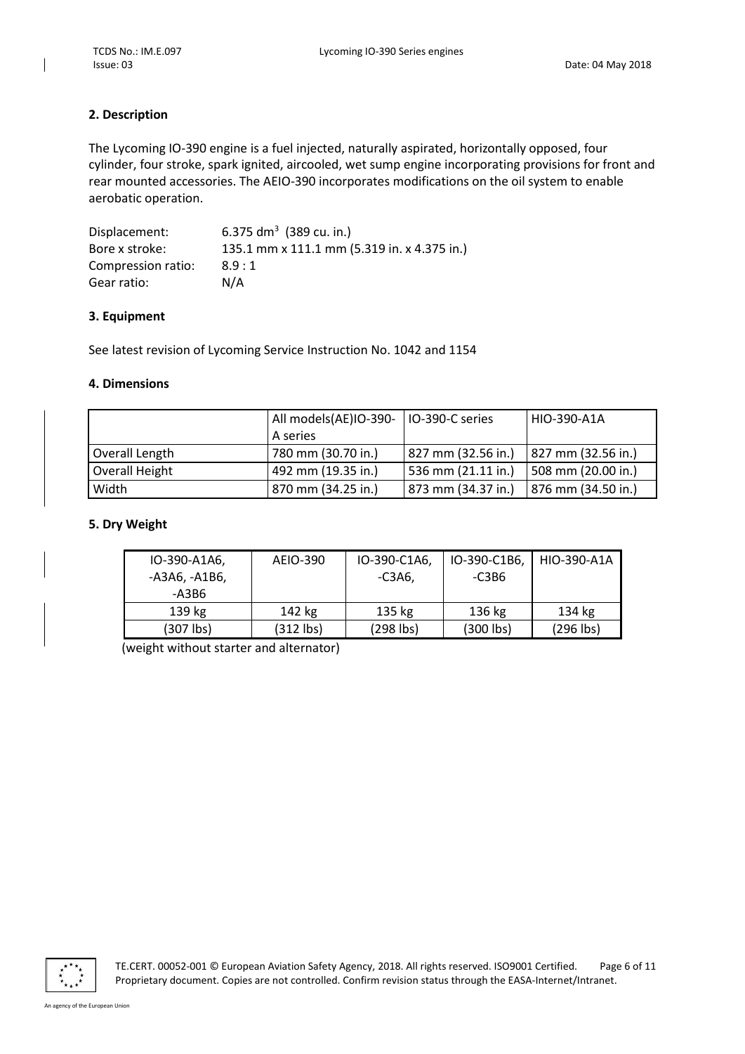## 2. Description

The Lycoming IO-390 engine is a fuel injected, naturally aspirated, horizontally opposed, four cylinder, four stroke, spark ignited, aircooled, wet sump engine incorporating provisions for front and rear mounted accessories. The AEIO-390 incorporates modifications on the oil system to enable aerobatic operation.

| | |
|---|---|
| Displacement: | 6.375 dm$^3$ (389 cu. in.) |
| Bore x stroke: | 135.1 mm x 111.1 mm (5.319 in. x 4.375 in.) |
| Compression ratio: | 8.9 : 1 |
| Gear ratio: | N/A |

## 3. Equipment

See latest revision of Lycoming Service Instruction No. 1042 and 1154

## 4. Dimensions

| | All models(AE)IO-390-A series | IO-390-C series | HIO-390-A1A |
|---|---|---|---|
| Overall Length | 780 mm (30.70 in.) | 827 mm (32.56 in.) | 827 mm (32.56 in.) |
| Overall Height | 492 mm (19.35 in.) | 536 mm (21.11 in.) | 508 mm (20.00 in.) |
| Width | 870 mm (34.25 in.) | 873 mm (34.37 in.) | 876 mm (34.50 in.) |

## 5. Dry Weight

| IO-390-A1A6, -A3A6, -A1B6, -A3B6 | AEIO-390 | IO-390-C1A6, -C3A6, | IO-390-C1B6, -C3B6 | HIO-390-A1A |
|---|---|---|---|---|
| 139 kg | 142 kg | 135 kg | 136 kg | 134 kg |
| (307 lbs) | (312 lbs) | (298 lbs) | (300 lbs) | (296 lbs) |

(weight without starter and alternator)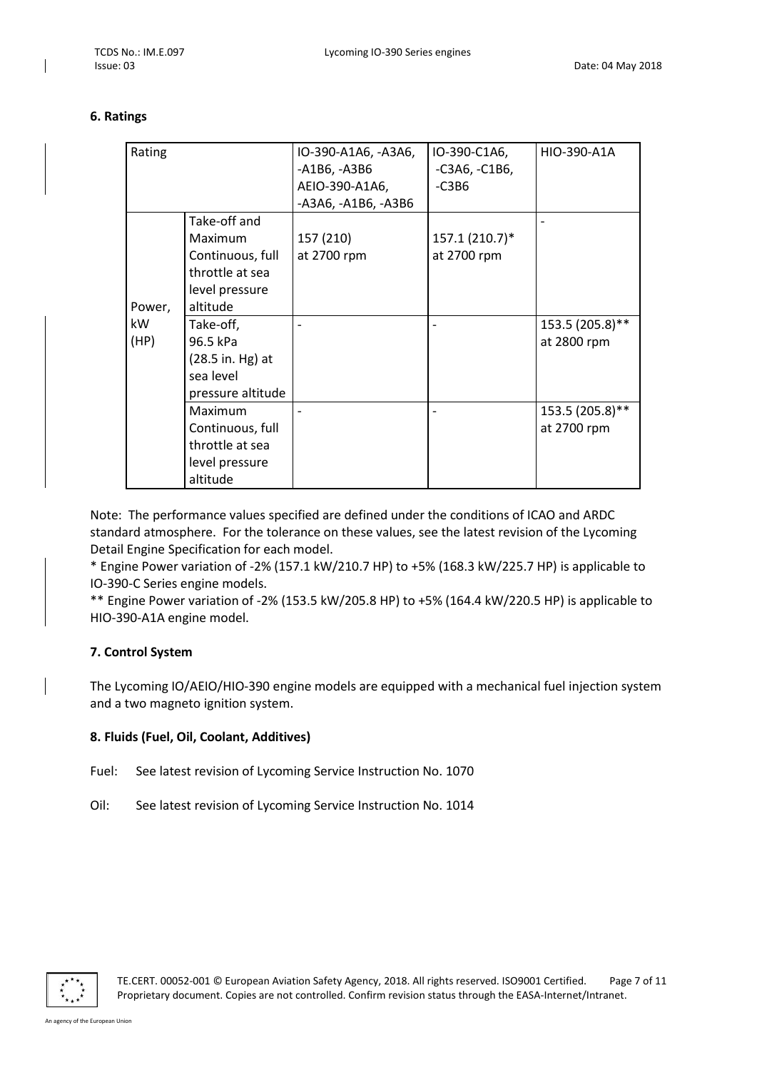### 6. Ratings

| Rating | | IO-390-A1A6, -A3A6, -A1B6, -A3B6 AEIO-390-A1A6, -A3A6, -A1B6, -A3B6 | IO-390-C1A6, -C3A6, -C1B6, -C3B6 | HIO-390-A1A |
|---|---|---|---|---|
| Power, kW (HP) | Take-off and Maximum Continuous, full throttle at sea level pressure altitude | 157 (210) at 2700 rpm | 157.1 (210.7)* at 2700 rpm | - |
| | Take-off, 96.5 kPa (28.5 in. Hg) at sea level pressure altitude | - | - | 153.5 (205.8)** at 2800 rpm |
| | Maximum Continuous, full throttle at sea level pressure altitude | - | - | 153.5 (205.8)** at 2700 rpm |

Note: The performance values specified are defined under the conditions of ICAO and ARDC standard atmosphere. For the tolerance on these values, see the latest revision of the Lycoming Detail Engine Specification for each model.

* Engine Power variation of -2% (157.1 kW/210.7 HP) to +5% (168.3 kW/225.7 HP) is applicable to IO-390-C Series engine models.

** Engine Power variation of -2% (153.5 kW/205.8 HP) to +5% (164.4 kW/220.5 HP) is applicable to HIO-390-A1A engine model.

### 7. Control System

The Lycoming IO/AEIO/HIO-390 engine models are equipped with a mechanical fuel injection system and a two magneto ignition system.

### 8. Fluids (Fuel, Oil, Coolant, Additives)

Fuel: See latest revision of Lycoming Service Instruction No. 1070

Oil: See latest revision of Lycoming Service Instruction No. 1014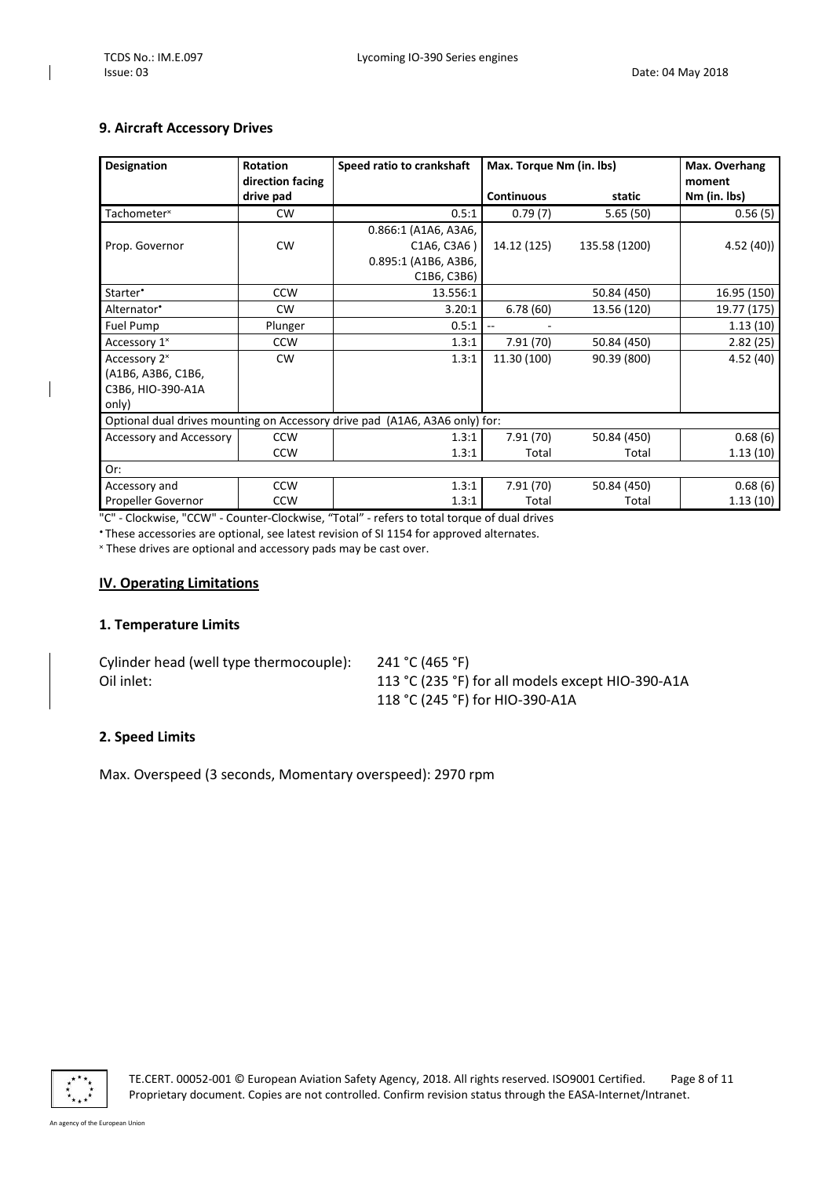## 9. Aircraft Accessory Drives

| Designation | Rotation direction facing drive pad | Speed ratio to crankshaft | Max. Torque Nm (in. lbs) | | Max. Overhang moment Nm (in. lbs) |
|---|---|---|---|---|---|
| | | | Continuous | static | |
| Tachometer[×] | CW | 0.5:1 | 0.79 (7) | 5.65 (50) | 0.56 (5) |
| Prop. Governor | CW | 0.866:1 (A1A6, A3A6, C1A6, C3A6 ) 0.895:1 (A1B6, A3B6, C1B6, C3B6) | 14.12 (125) | 135.58 (1200) | 4.52 (40)) |
| Starter[•] | CCW | 13.556:1 | | 50.84 (450) | 16.95 (150) |
| Alternator[•] | CW | 3.20:1 | 6.78 (60) | 13.56 (120) | 19.77 (175) |
| Fuel Pump | Plunger | 0.5:1 | -- | - | 1.13 (10) |
| Accessory 1[×] | CCW | 1.3:1 | 7.91 (70) | 50.84 (450) | 2.82 (25) |
| Accessory 2[×] (A1B6, A3B6, C1B6, C3B6, HIO-390-A1A only) | CW | 1.3:1 | 11.30 (100) | 90.39 (800) | 4.52 (40) |
| Optional dual drives mounting on Accessory drive pad (A1A6, A3A6 only) for: | | | | | |
| Accessory and Accessory | CCW<br>CCW | 1.3:1<br>1.3:1 | 7.91 (70)<br>Total | 50.84 (450)<br>Total | 0.68 (6)<br>1.13 (10) |
| Or: | | | | | |
| Accessory and Propeller Governor | CCW<br>CCW | 1.3:1<br>1.3:1 | 7.91 (70)<br>Total | 50.84 (450)<br>Total | 0.68 (6)<br>1.13 (10) |

"C" - Clockwise, "CCW" - Counter-Clockwise, "Total" - refers to total torque of dual drives

• These accessories are optional, see latest revision of SI 1154 for approved alternates.

× These drives are optional and accessory pads may be cast over.

## IV. Operating Limitations

### 1. Temperature Limits

Cylinder head (well type thermocouple): 241 °C (465 °F)

Oil inlet: 113 °C (235 °F) for all models except HIO-390-A1A
118 °C (245 °F) for HIO-390-A1A

### 2. Speed Limits

Max. Overspeed (3 seconds, Momentary overspeed): 2970 rpm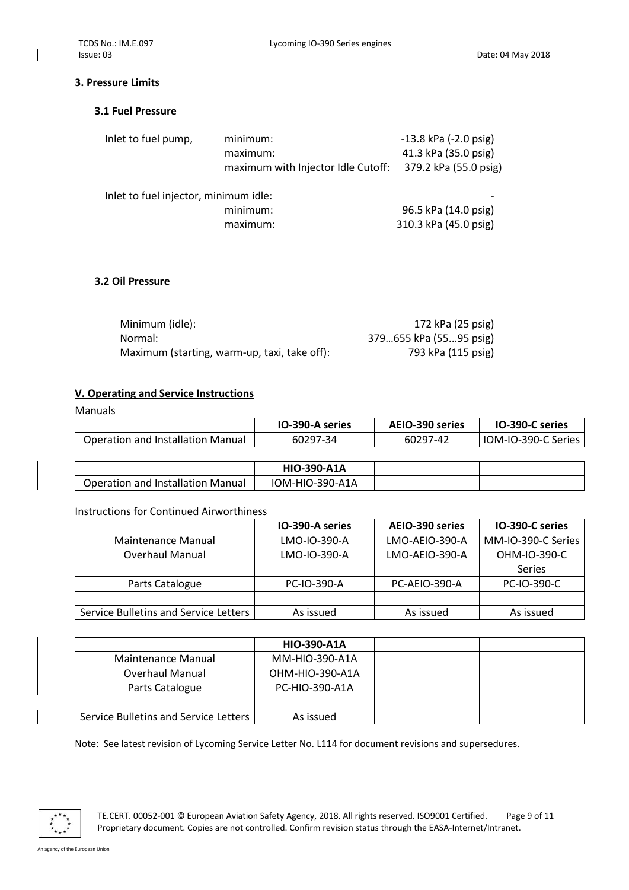## 3. Pressure Limits

### 3.1 Fuel Pressure

| | | |
|---|---|---|
| Inlet to fuel pump, | minimum: | -13.8 kPa (-2.0 psig) |
| | maximum: | 41.3 kPa (35.0 psig) |
| | maximum with Injector Idle Cutoff: | 379.2 kPa (55.0 psig) |
| Inlet to fuel injector, minimum idle: | | - |
| | minimum: | 96.5 kPa (14.0 psig) |
| | maximum: | 310.3 kPa (45.0 psig) |

### 3.2 Oil Pressure

| | |
|---|---|
| Minimum (idle): | 172 kPa (25 psig) |
| Normal: | 379…655 kPa (55...95 psig) |
| Maximum (starting, warm-up, taxi, take off): | 793 kPa (115 psig) |

## V. Operating and Service Instructions

Manuals

| | IO-390-A series | AEIO-390 series | IO-390-C series |
|---|---|---|---|
| Operation and Installation Manual | 60297-34 | 60297-42 | IOM-IO-390-C Series |

| | HIO-390-A1A | | |
|---|---|---|---|
| Operation and Installation Manual | IOM-HIO-390-A1A | | |

Instructions for Continued Airworthiness

| | IO-390-A series | AEIO-390 series | IO-390-C series |
|---|---|---|---|
| Maintenance Manual | LMO-IO-390-A | LMO-AEIO-390-A | MM-IO-390-C Series |
| Overhaul Manual | LMO-IO-390-A | LMO-AEIO-390-A | OHM-IO-390-C Series |
| Parts Catalogue | PC-IO-390-A | PC-AEIO-390-A | PC-IO-390-C |
| | | | |
| Service Bulletins and Service Letters | As issued | As issued | As issued |

| | HIO-390-A1A | | |
|---|---|---|---|
| Maintenance Manual | MM-HIO-390-A1A | | |
| Overhaul Manual | OHM-HIO-390-A1A | | |
| Parts Catalogue | PC-HIO-390-A1A | | |
| | | | |
| Service Bulletins and Service Letters | As issued | | |

Note: See latest revision of Lycoming Service Letter No. L114 for document revisions and supersedures.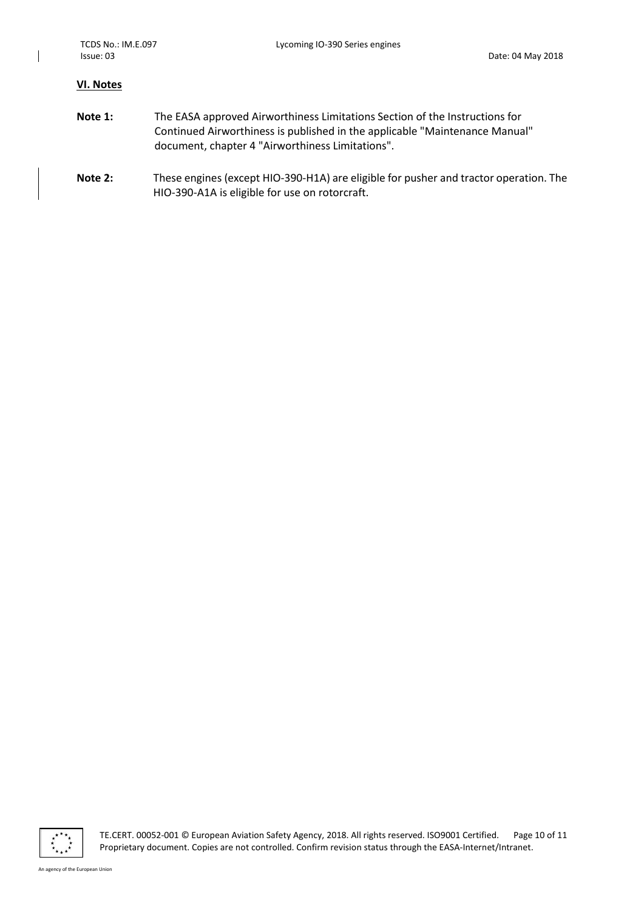## VI. Notes

**Note 1:** The EASA approved Airworthiness Limitations Section of the Instructions for Continued Airworthiness is published in the applicable "Maintenance Manual" document, chapter 4 "Airworthiness Limitations".

**Note 2:** These engines (except HIO-390-H1A) are eligible for pusher and tractor operation. The HIO-390-A1A is eligible for use on rotorcraft.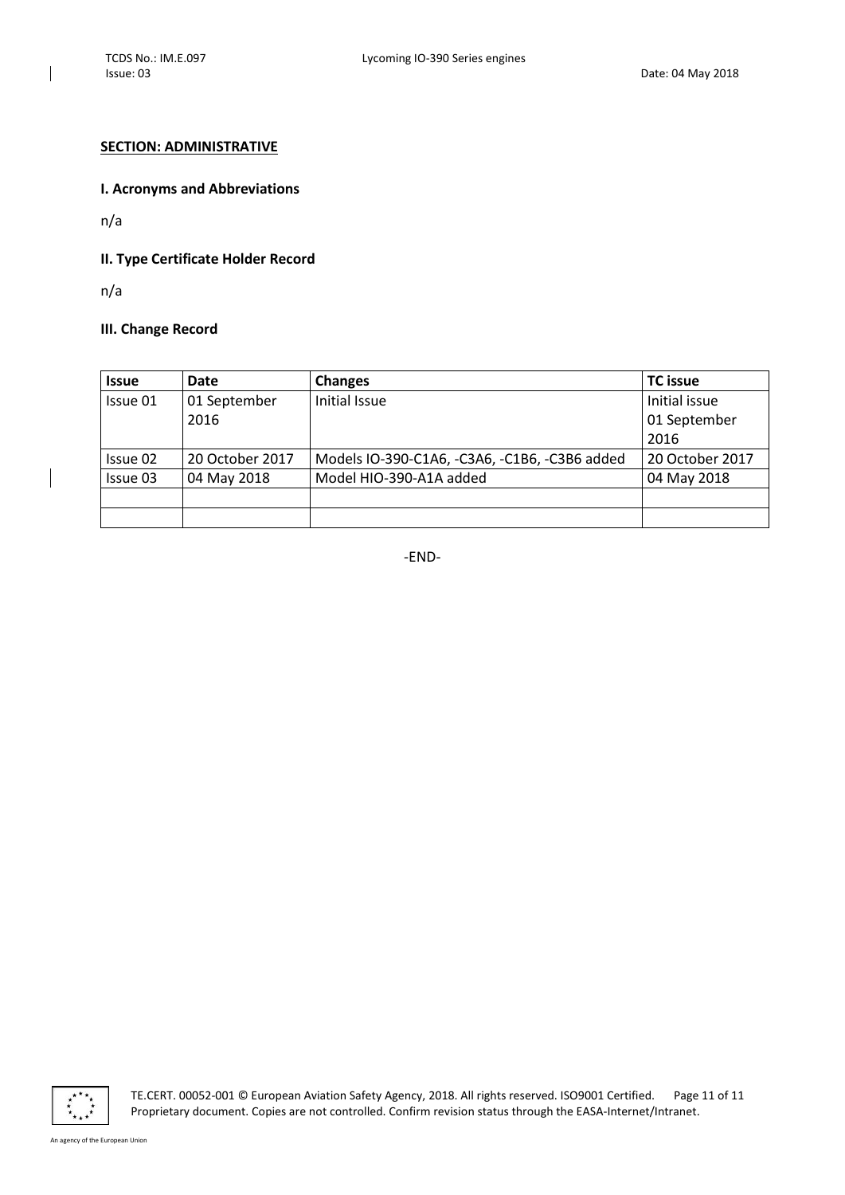## SECTION: ADMINISTRATIVE

### I. Acronyms and Abbreviations

n/a

### II. Type Certificate Holder Record

n/a

### III. Change Record

| Issue | Date | Changes | TC issue |
|---|---|---|---|
| Issue 01 | 01 September 2016 | Initial Issue | Initial issue 01 September 2016 |
| Issue 02 | 20 October 2017 | Models IO-390-C1A6, -C3A6, -C1B6, -C3B6 added | 20 October 2017 |
| Issue 03 | 04 May 2018 | Model HIO-390-A1A added | 04 May 2018 |
| | | | |
| | | | |

-END-